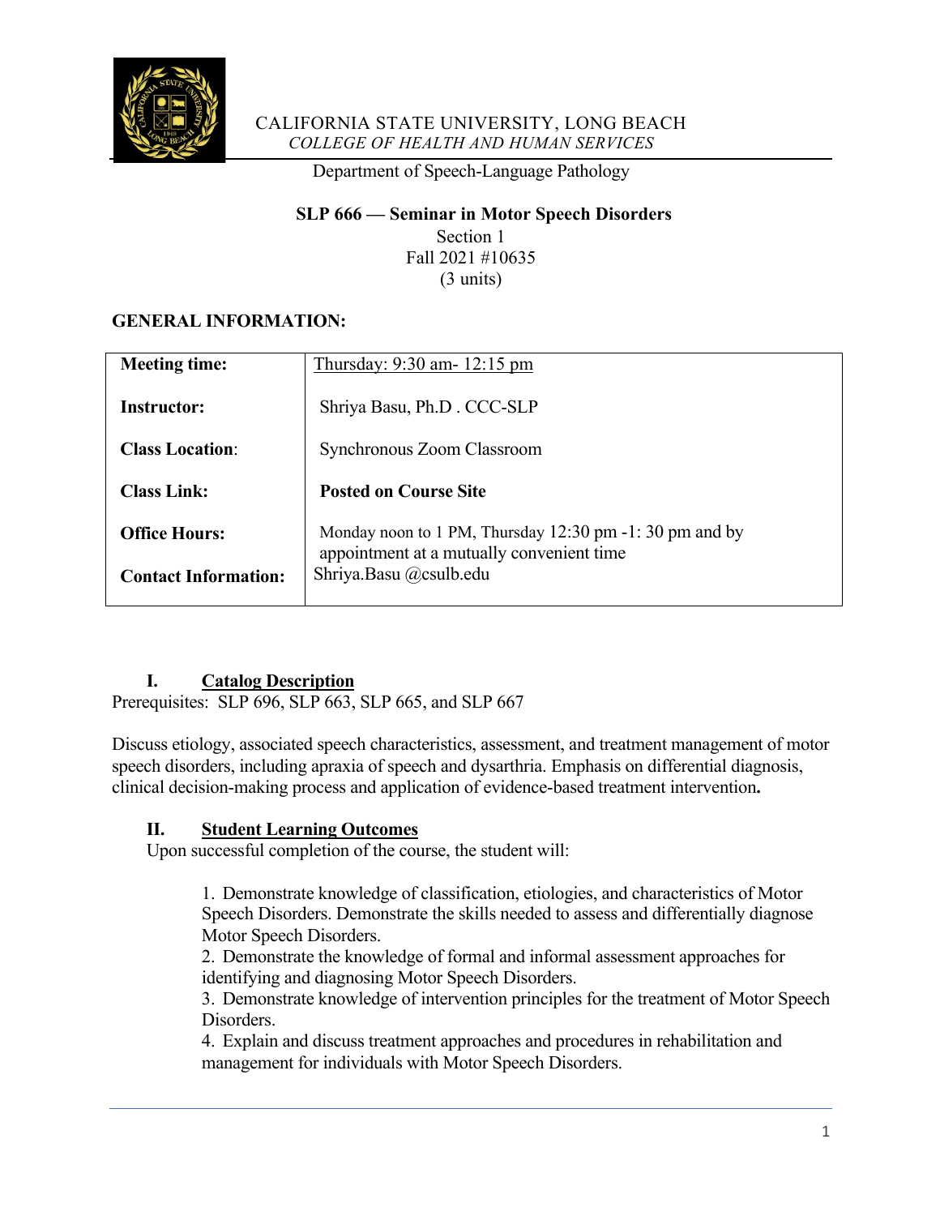CALIFORNIA STATE UNIVERSITY, LONG BEACH
*COLLEGE OF HEALTH AND HUMAN SERVICES*

Department of Speech-Language Pathology

**SLP 666 — Seminar in Motor Speech Disorders**
Section 1
Fall 2021 #10635
(3 units)

## GENERAL INFORMATION:

| | |
|---|---|
| **Meeting time:** | Thursday: 9:30 am- 12:15 pm |
| **Instructor:** | Shriya Basu, Ph.D . CCC-SLP |
| **Class Location**: | Synchronous Zoom Classroom |
| **Class Link:** | **Posted on Course Site** |
| **Office Hours:** | Monday noon to 1 PM, Thursday 12:30 pm -1: 30 pm and by appointment at a mutually convenient time |
| **Contact Information:** | Shriya.Basu @csulb.edu |

## I. Catalog Description

Prerequisites: SLP 696, SLP 663, SLP 665, and SLP 667

Discuss etiology, associated speech characteristics, assessment, and treatment management of motor speech disorders, including apraxia of speech and dysarthria. Emphasis on differential diagnosis, clinical decision-making process and application of evidence-based treatment intervention**.**

## II. Student Learning Outcomes

Upon successful completion of the course, the student will:

1. Demonstrate knowledge of classification, etiologies, and characteristics of Motor Speech Disorders. Demonstrate the skills needed to assess and differentially diagnose Motor Speech Disorders.
2. Demonstrate the knowledge of formal and informal assessment approaches for identifying and diagnosing Motor Speech Disorders.
3. Demonstrate knowledge of intervention principles for the treatment of Motor Speech Disorders.
4. Explain and discuss treatment approaches and procedures in rehabilitation and management for individuals with Motor Speech Disorders.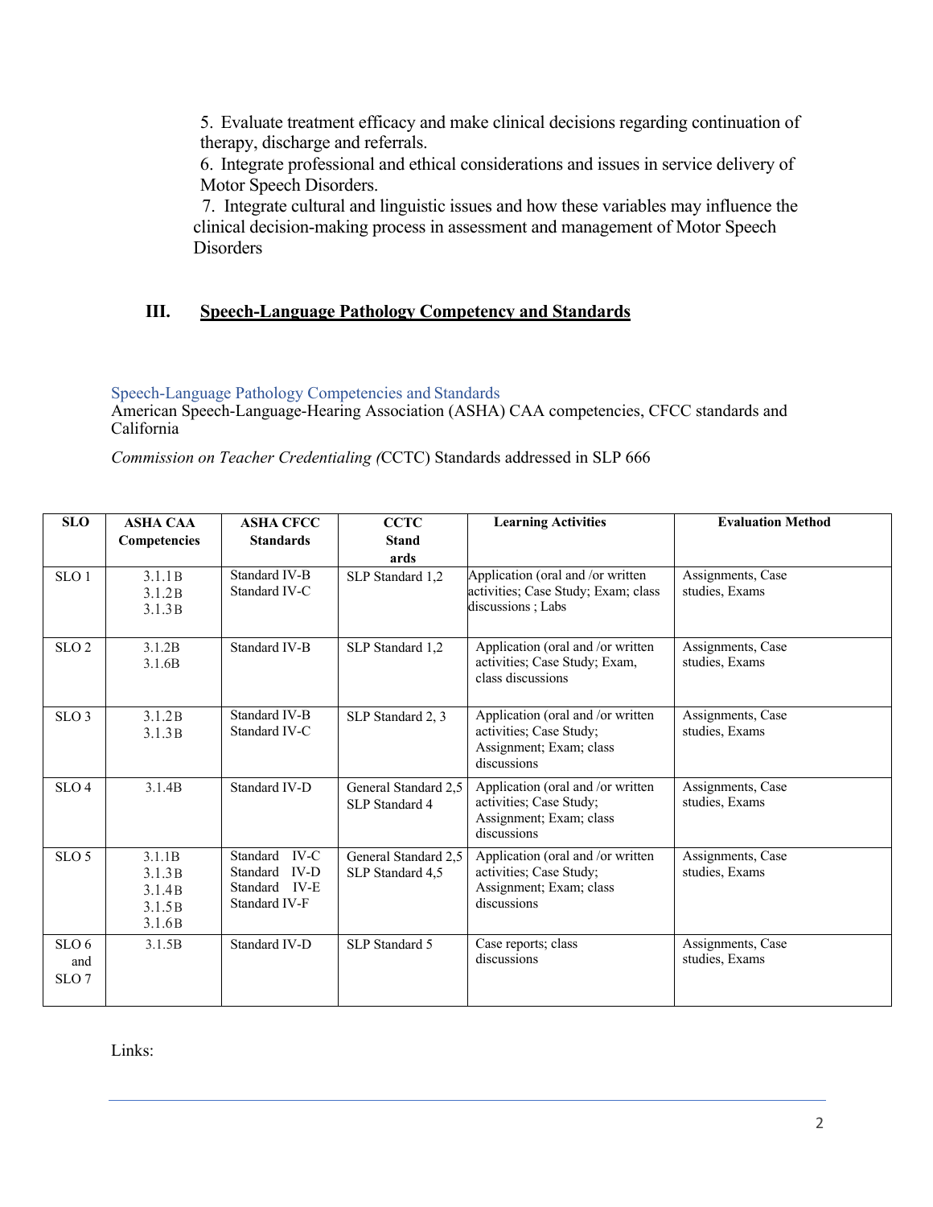5. Evaluate treatment efficacy and make clinical decisions regarding continuation of therapy, discharge and referrals.
6. Integrate professional and ethical considerations and issues in service delivery of Motor Speech Disorders.
7. Integrate cultural and linguistic issues and how these variables may influence the clinical decision-making process in assessment and management of Motor Speech Disorders

## III. Speech-Language Pathology Competency and Standards

Speech-Language Pathology Competencies and Standards
American Speech-Language-Hearing Association (ASHA) CAA competencies, CFCC standards and California

*Commission on Teacher Credentialing (*CCTC) Standards addressed in SLP 666

| SLO | ASHA CAA Competencies | ASHA CFCC Standards | CCTC Standards | Learning Activities | Evaluation Method |
|---|---|---|---|---|---|
| SLO 1 | 3.1.1B<br>3.1.2B<br>3.1.3B | Standard IV-B<br>Standard IV-C | SLP Standard 1,2 | Application (oral and /or written activities; Case Study; Exam; class discussions ; Labs | Assignments, Case studies, Exams |
| SLO 2 | 3.1.2B<br>3.1.6B | Standard IV-B | SLP Standard 1,2 | Application (oral and /or written activities; Case Study; Exam, class discussions | Assignments, Case studies, Exams |
| SLO 3 | 3.1.2B<br>3.1.3B | Standard IV-B<br>Standard IV-C | SLP Standard 2, 3 | Application (oral and /or written activities; Case Study; Assignment; Exam; class discussions | Assignments, Case studies, Exams |
| SLO 4 | 3.1.4B | Standard IV-D | General Standard 2,5<br>SLP Standard 4 | Application (oral and /or written activities; Case Study; Assignment; Exam; class discussions | Assignments, Case studies, Exams |
| SLO 5 | 3.1.1B<br>3.1.3B<br>3.1.4B<br>3.1.5B<br>3.1.6B | Standard IV-C<br>Standard IV-D<br>Standard IV-E<br>Standard IV-F | General Standard 2,5<br>SLP Standard 4,5 | Application (oral and /or written activities; Case Study; Assignment; Exam; class discussions | Assignments, Case studies, Exams |
| SLO 6 and SLO 7 | 3.1.5B | Standard IV-D | SLP Standard 5 | Case reports; class discussions | Assignments, Case studies, Exams |

Links: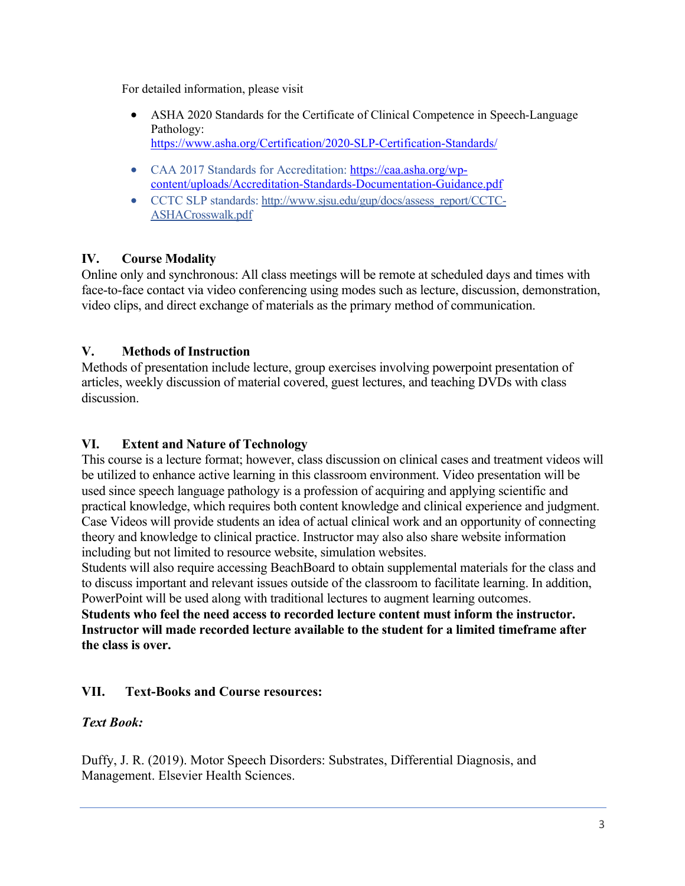For detailed information, please visit

- ASHA 2020 Standards for the Certificate of Clinical Competence in Speech-Language Pathology: https://www.asha.org/Certification/2020-SLP-Certification-Standards/
- CAA 2017 Standards for Accreditation: https://caa.asha.org/wp-content/uploads/Accreditation-Standards-Documentation-Guidance.pdf
- CCTC SLP standards: http://www.sjsu.edu/gup/docs/assess_report/CCTC-ASHACrosswalk.pdf

## IV. Course Modality

Online only and synchronous: All class meetings will be remote at scheduled days and times with face-to-face contact via video conferencing using modes such as lecture, discussion, demonstration, video clips, and direct exchange of materials as the primary method of communication.

## V. Methods of Instruction

Methods of presentation include lecture, group exercises involving powerpoint presentation of articles, weekly discussion of material covered, guest lectures, and teaching DVDs with class discussion.

## VI. Extent and Nature of Technology

This course is a lecture format; however, class discussion on clinical cases and treatment videos will be utilized to enhance active learning in this classroom environment. Video presentation will be used since speech language pathology is a profession of acquiring and applying scientific and practical knowledge, which requires both content knowledge and clinical experience and judgment. Case Videos will provide students an idea of actual clinical work and an opportunity of connecting theory and knowledge to clinical practice. Instructor may also also share website information including but not limited to resource website, simulation websites.
Students will also require accessing BeachBoard to obtain supplemental materials for the class and to discuss important and relevant issues outside of the classroom to facilitate learning. In addition, PowerPoint will be used along with traditional lectures to augment learning outcomes.
**Students who feel the need access to recorded lecture content must inform the instructor. Instructor will made recorded lecture available to the student for a limited timeframe after the class is over.**

## VII. Text-Books and Course resources:

***Text Book:***

Duffy, J. R. (2019). Motor Speech Disorders: Substrates, Differential Diagnosis, and Management. Elsevier Health Sciences.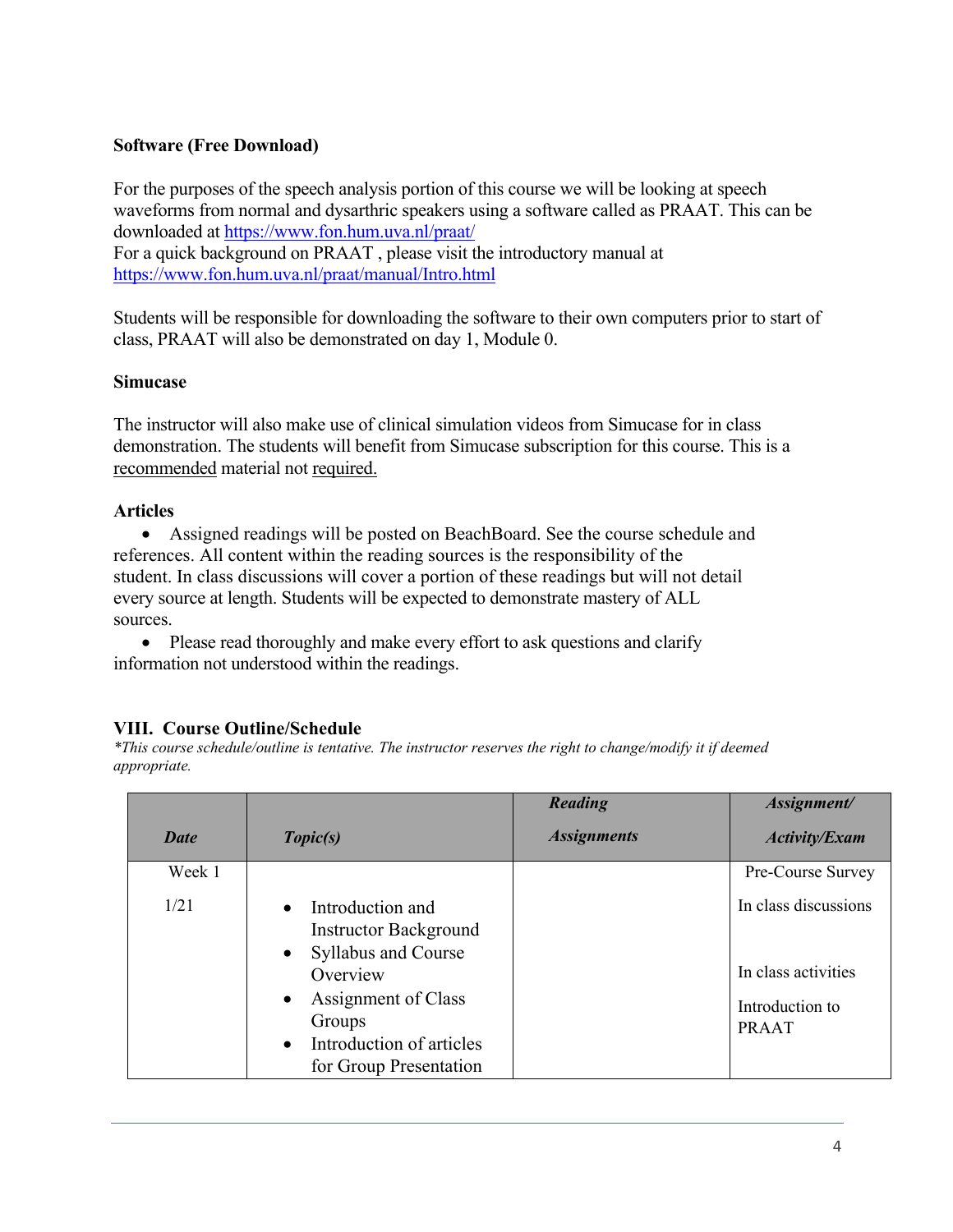**Software (Free Download)**

For the purposes of the speech analysis portion of this course we will be looking at speech waveforms from normal and dysarthric speakers using a software called as PRAAT. This can be downloaded at [https://www.fon.hum.uva.nl/praat/](https://www.fon.hum.uva.nl/praat/)
For a quick background on PRAAT , please visit the introductory manual at [https://www.fon.hum.uva.nl/praat/manual/Intro.html](https://www.fon.hum.uva.nl/praat/manual/Intro.html)

Students will be responsible for downloading the software to their own computers prior to start of class, PRAAT will also be demonstrated on day 1, Module 0.

**Simucase**

The instructor will also make use of clinical simulation videos from Simucase for in class demonstration. The students will benefit from Simucase subscription for this course. This is a recommended material not required.

**Articles**

- Assigned readings will be posted on BeachBoard. See the course schedule and references. All content within the reading sources is the responsibility of the student. In class discussions will cover a portion of these readings but will not detail every source at length. Students will be expected to demonstrate mastery of ALL sources.
- Please read thoroughly and make every effort to ask questions and clarify information not understood within the readings.

## VIII. Course Outline/Schedule

*\*This course schedule/outline is tentative. The instructor reserves the right to change/modify it if deemed appropriate.*

| ***Date*** | ***Topic(s)*** | ***Reading Assignments*** | ***Assignment/ Activity/Exam*** |
|---|---|---|---|
| Week 1<br><br>1/21 | • Introduction and Instructor Background<br>• Syllabus and Course Overview<br>• Assignment of Class Groups<br>• Introduction of articles for Group Presentation | | Pre-Course Survey<br><br>In class discussions<br><br>In class activities<br><br>Introduction to PRAAT |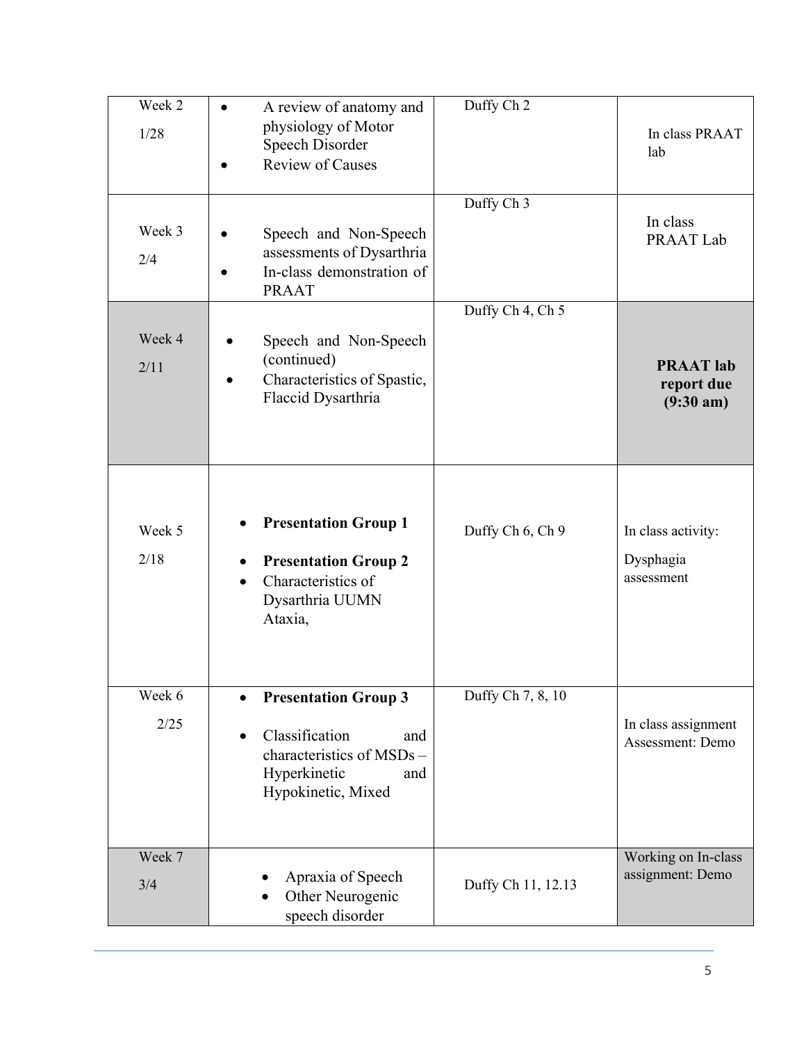| Week 2<br>1/28 | • A review of anatomy and physiology of Motor Speech Disorder<br>• Review of Causes | Duffy Ch 2 | In class PRAAT lab |
|---|---|---|---|
| Week 3<br>2/4 | • Speech and Non-Speech assessments of Dysarthria<br>• In-class demonstration of PRAAT | Duffy Ch 3 | In class PRAAT Lab |
| Week 4<br>2/11 | • Speech and Non-Speech (continued)<br>• Characteristics of Spastic, Flaccid Dysarthria | Duffy Ch 4, Ch 5 | **PRAAT lab report due (9:30 am)** |
| Week 5<br>2/18 | • **Presentation Group 1**<br>• **Presentation Group 2**<br>• Characteristics of Dysarthria UUMN Ataxia, | Duffy Ch 6, Ch 9 | In class activity:<br>Dysphagia assessment |
| Week 6<br>2/25 | • **Presentation Group 3**<br>• Classification and characteristics of MSDs – Hyperkinetic and Hypokinetic, Mixed | Duffy Ch 7, 8, 10 | In class assignment Assessment: Demo |
| Week 7<br>3/4 | • Apraxia of Speech<br>• Other Neurogenic speech disorder | Duffy Ch 11, 12.13 | Working on In-class assignment: Demo |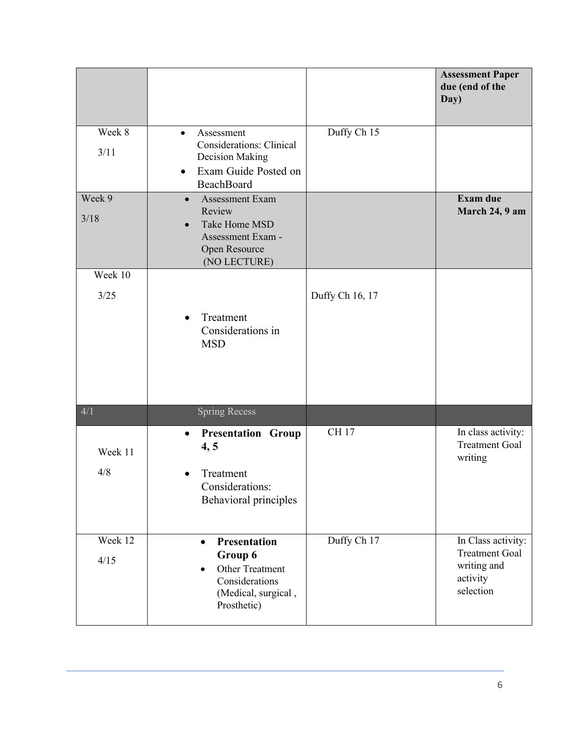| | | | |
|---|---|---|---|
| | | | **Assessment Paper due (end of the Day)** |
| Week 8<br>3/11 | • Assessment Considerations: Clinical Decision Making<br>• Exam Guide Posted on BeachBoard | Duffy Ch 15 | |
| Week 9<br>3/18 | • Assessment Exam Review<br>• Take Home MSD Assessment Exam - Open Resource (NO LECTURE) | | **Exam due March 24, 9 am** |
| Week 10<br>3/25 | • Treatment Considerations in MSD | Duffy Ch 16, 17 | |
| 4/1 | Spring Recess | | |
| Week 11<br>4/8 | • **Presentation Group 4, 5**<br>• Treatment Considerations: Behavioral principles | CH 17 | In class activity: Treatment Goal writing |
| Week 12<br>4/15 | • **Presentation Group 6**<br>• Other Treatment Considerations (Medical, surgical , Prosthetic) | Duffy Ch 17 | In Class activity: Treatment Goal writing and activity selection |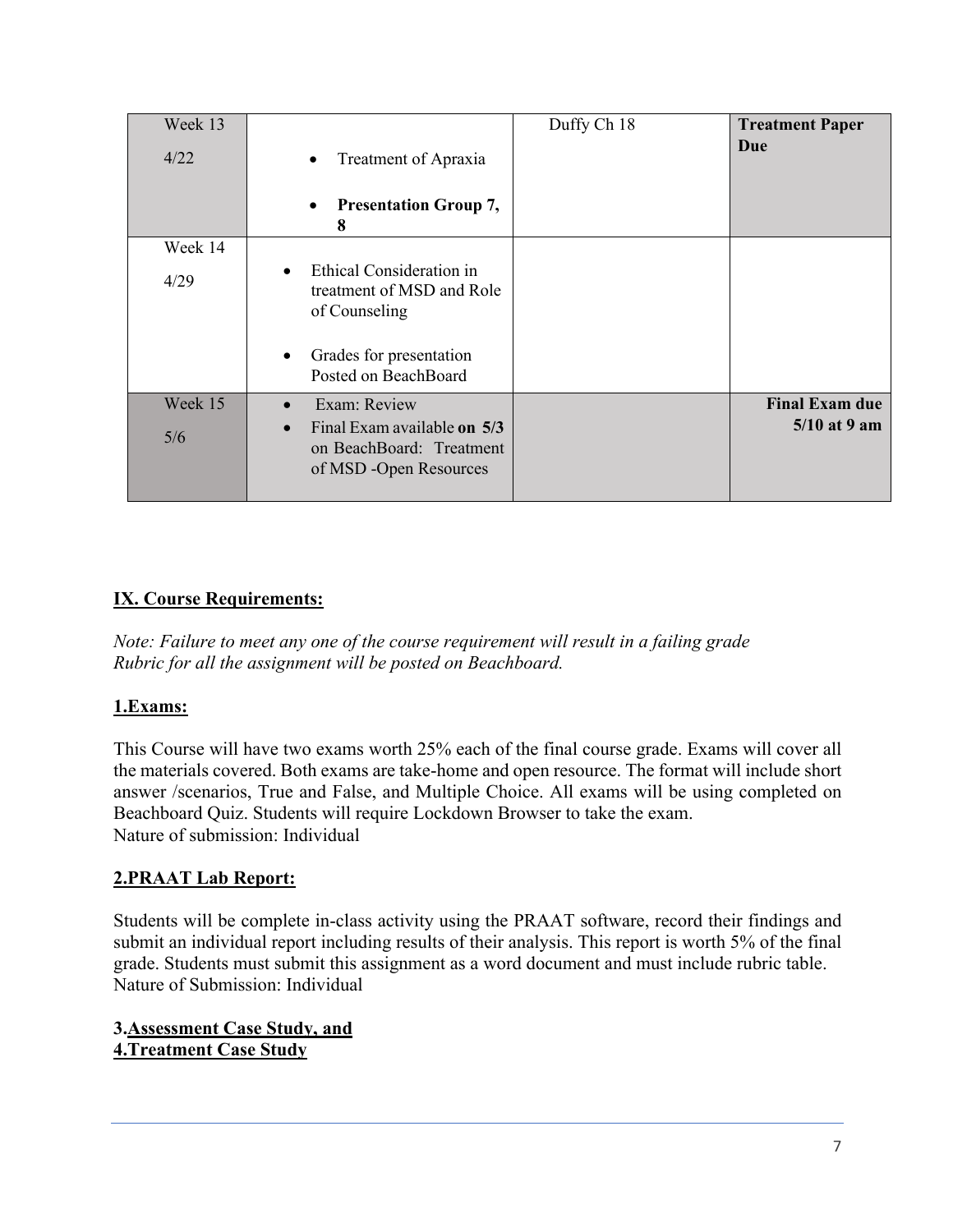| Week 13<br>4/22 | • Treatment of Apraxia<br>• **Presentation Group 7, 8** | Duffy Ch 18 | **Treatment Paper Due** |
|---|---|---|---|
| Week 14<br>4/29 | • Ethical Consideration in treatment of MSD and Role of Counseling<br>• Grades for presentation Posted on BeachBoard | | |
| Week 15<br>5/6 | • Exam: Review<br>• Final Exam available **on 5/3** on BeachBoard: Treatment of MSD -Open Resources | | **Final Exam due 5/10 at 9 am** |

## IX. Course Requirements:

*Note: Failure to meet any one of the course requirement will result in a failing grade*
*Rubric for all the assignment will be posted on Beachboard.*

### 1.Exams:

This Course will have two exams worth 25% each of the final course grade. Exams will cover all the materials covered. Both exams are take-home and open resource. The format will include short answer /scenarios, True and False, and Multiple Choice. All exams will be using completed on Beachboard Quiz. Students will require Lockdown Browser to take the exam.
Nature of submission: Individual

### 2.PRAAT Lab Report:

Students will be complete in-class activity using the PRAAT software, record their findings and submit an individual report including results of their analysis. This report is worth 5% of the final grade. Students must submit this assignment as a word document and must include rubric table.
Nature of Submission: Individual

### 3.Assessment Case Study, and
### 4.Treatment Case Study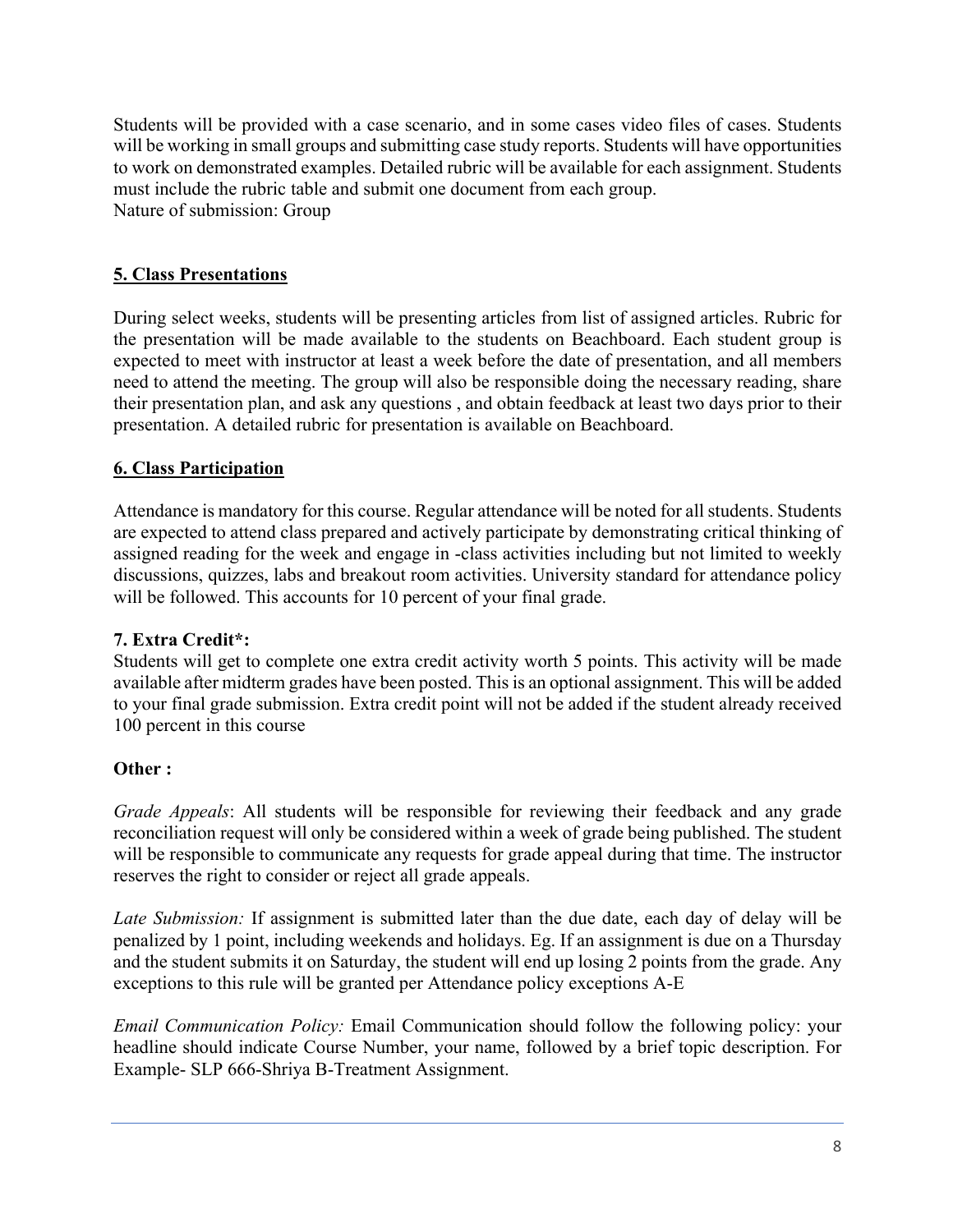Students will be provided with a case scenario, and in some cases video files of cases. Students will be working in small groups and submitting case study reports. Students will have opportunities to work on demonstrated examples. Detailed rubric will be available for each assignment. Students must include the rubric table and submit one document from each group.
Nature of submission: Group

## 5. Class Presentations

During select weeks, students will be presenting articles from list of assigned articles. Rubric for the presentation will be made available to the students on Beachboard. Each student group is expected to meet with instructor at least a week before the date of presentation, and all members need to attend the meeting. The group will also be responsible doing the necessary reading, share their presentation plan, and ask any questions , and obtain feedback at least two days prior to their presentation. A detailed rubric for presentation is available on Beachboard.

## 6. Class Participation

Attendance is mandatory for this course. Regular attendance will be noted for all students. Students are expected to attend class prepared and actively participate by demonstrating critical thinking of assigned reading for the week and engage in -class activities including but not limited to weekly discussions, quizzes, labs and breakout room activities. University standard for attendance policy will be followed. This accounts for 10 percent of your final grade.

## 7. Extra Credit*:

Students will get to complete one extra credit activity worth 5 points. This activity will be made available after midterm grades have been posted. This is an optional assignment. This will be added to your final grade submission. Extra credit point will not be added if the student already received 100 percent in this course

## Other :

*Grade Appeals*: All students will be responsible for reviewing their feedback and any grade reconciliation request will only be considered within a week of grade being published. The student will be responsible to communicate any requests for grade appeal during that time. The instructor reserves the right to consider or reject all grade appeals.

*Late Submission:* If assignment is submitted later than the due date, each day of delay will be penalized by 1 point, including weekends and holidays. Eg. If an assignment is due on a Thursday and the student submits it on Saturday, the student will end up losing 2 points from the grade. Any exceptions to this rule will be granted per Attendance policy exceptions A-E

*Email Communication Policy:* Email Communication should follow the following policy: your headline should indicate Course Number, your name, followed by a brief topic description. For Example- SLP 666-Shriya B-Treatment Assignment.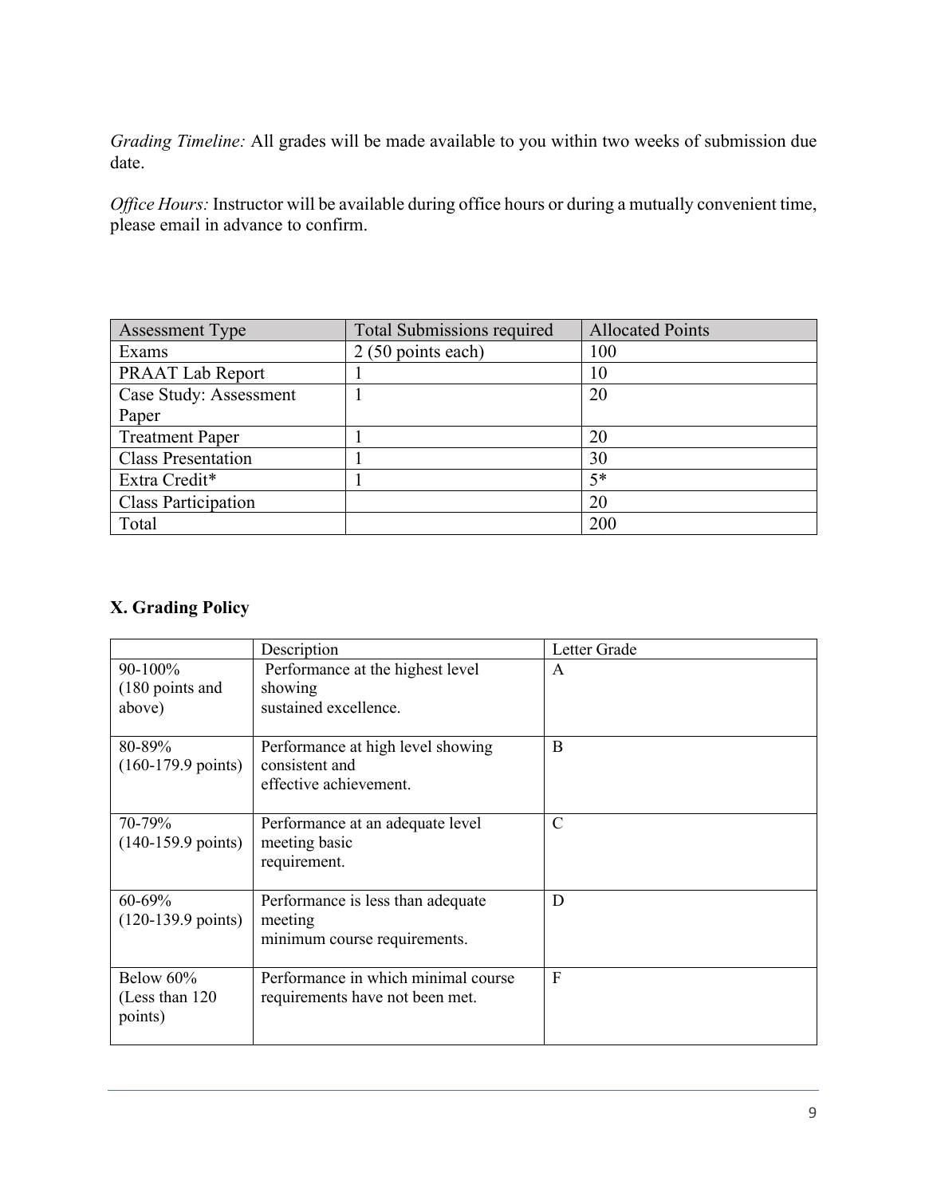*Grading Timeline:* All grades will be made available to you within two weeks of submission due date.

*Office Hours:* Instructor will be available during office hours or during a mutually convenient time, please email in advance to confirm.

| Assessment Type | Total Submissions required | Allocated Points |
|---|---|---|
| Exams | 2 (50 points each) | 100 |
| PRAAT Lab Report | 1 | 10 |
| Case Study: Assessment Paper | 1 | 20 |
| Treatment Paper | 1 | 20 |
| Class Presentation | 1 | 30 |
| Extra Credit* | 1 | 5* |
| Class Participation | | 20 |
| Total | | 200 |

## X. Grading Policy

| | Description | Letter Grade |
|---|---|---|
| 90-100% (180 points and above) | Performance at the highest level showing sustained excellence. | A |
| 80-89% (160-179.9 points) | Performance at high level showing consistent and effective achievement. | B |
| 70-79% (140-159.9 points) | Performance at an adequate level meeting basic requirement. | C |
| 60-69% (120-139.9 points) | Performance is less than adequate meeting minimum course requirements. | D |
| Below 60% (Less than 120 points) | Performance in which minimal course requirements have not been met. | F |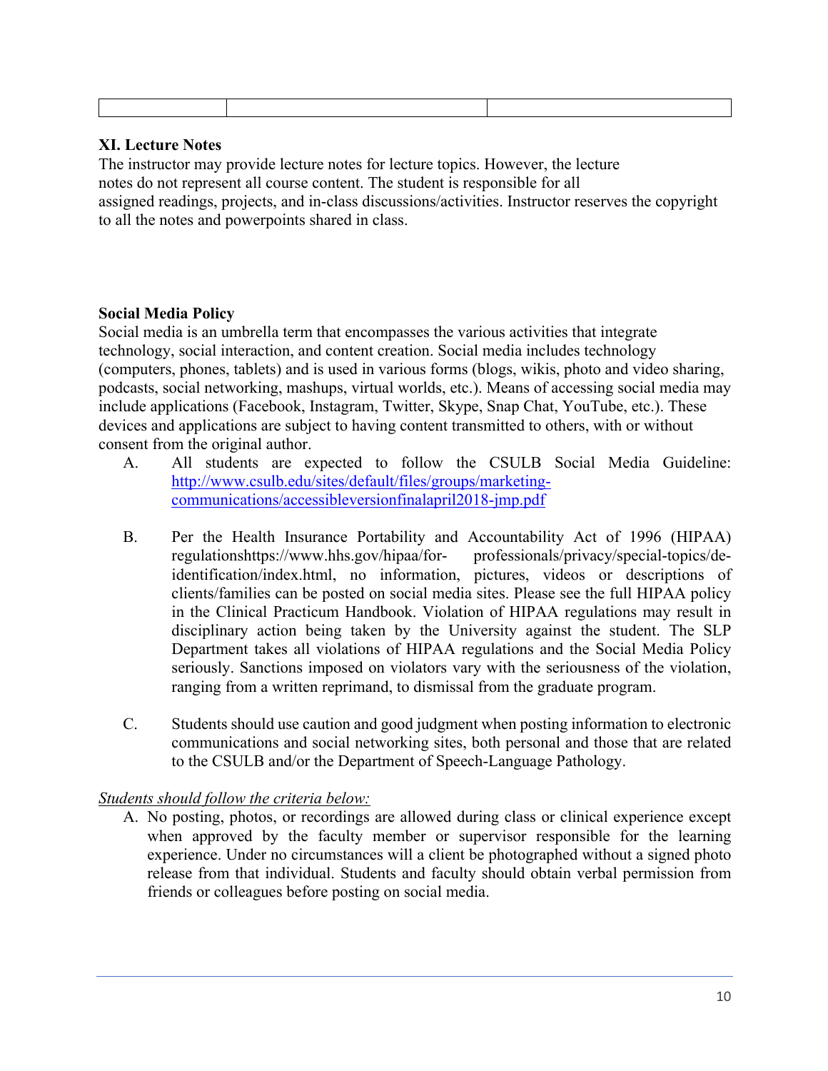| | | |
|---|---|---|

**XI. Lecture Notes**

The instructor may provide lecture notes for lecture topics. However, the lecture notes do not represent all course content. The student is responsible for all assigned readings, projects, and in-class discussions/activities. Instructor reserves the copyright to all the notes and powerpoints shared in class.

**Social Media Policy**

Social media is an umbrella term that encompasses the various activities that integrate technology, social interaction, and content creation. Social media includes technology (computers, phones, tablets) and is used in various forms (blogs, wikis, photo and video sharing, podcasts, social networking, mashups, virtual worlds, etc.). Means of accessing social media may include applications (Facebook, Instagram, Twitter, Skype, Snap Chat, YouTube, etc.). These devices and applications are subject to having content transmitted to others, with or without consent from the original author.

A. All students are expected to follow the CSULB Social Media Guideline: [http://www.csulb.edu/sites/default/files/groups/marketing-communications/accessibleversionfinalapril2018-jmp.pdf](http://www.csulb.edu/sites/default/files/groups/marketing-communications/accessibleversionfinalapril2018-jmp.pdf)

B. Per the Health Insurance Portability and Accountability Act of 1996 (HIPAA) regulationshttps://www.hhs.gov/hipaa/for- professionals/privacy/special-topics/de-identification/index.html, no information, pictures, videos or descriptions of clients/families can be posted on social media sites. Please see the full HIPAA policy in the Clinical Practicum Handbook. Violation of HIPAA regulations may result in disciplinary action being taken by the University against the student. The SLP Department takes all violations of HIPAA regulations and the Social Media Policy seriously. Sanctions imposed on violators vary with the seriousness of the violation, ranging from a written reprimand, to dismissal from the graduate program.

C. Students should use caution and good judgment when posting information to electronic communications and social networking sites, both personal and those that are related to the CSULB and/or the Department of Speech-Language Pathology.

*Students should follow the criteria below:*

A. No posting, photos, or recordings are allowed during class or clinical experience except when approved by the faculty member or supervisor responsible for the learning experience. Under no circumstances will a client be photographed without a signed photo release from that individual. Students and faculty should obtain verbal permission from friends or colleagues before posting on social media.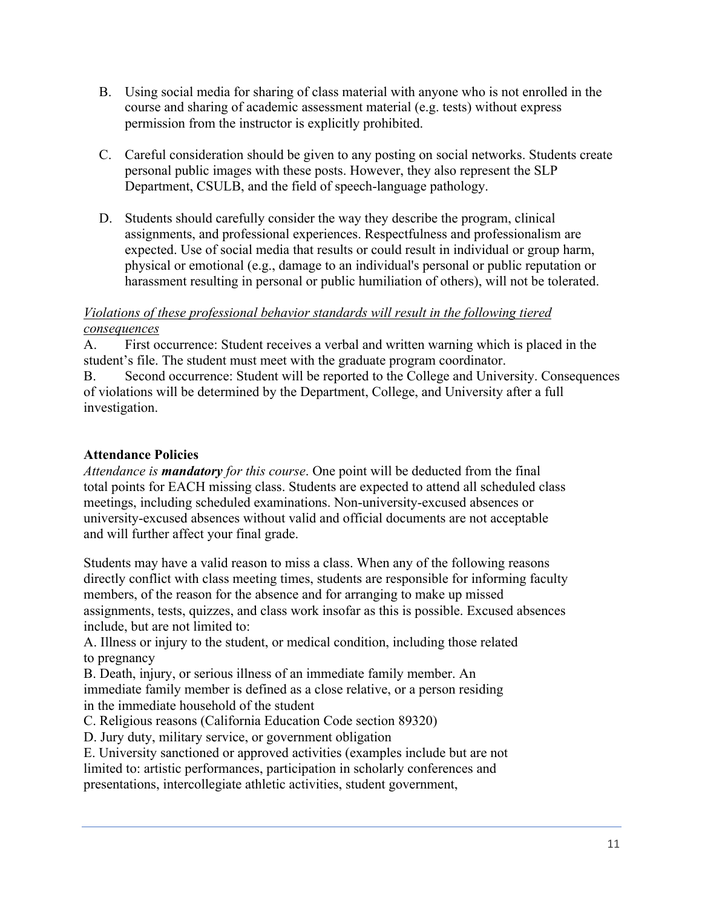B. Using social media for sharing of class material with anyone who is not enrolled in the course and sharing of academic assessment material (e.g. tests) without express permission from the instructor is explicitly prohibited.

C. Careful consideration should be given to any posting on social networks. Students create personal public images with these posts. However, they also represent the SLP Department, CSULB, and the field of speech-language pathology.

D. Students should carefully consider the way they describe the program, clinical assignments, and professional experiences. Respectfulness and professionalism are expected. Use of social media that results or could result in individual or group harm, physical or emotional (e.g., damage to an individual's personal or public reputation or harassment resulting in personal or public humiliation of others), will not be tolerated.

*Violations of these professional behavior standards will result in the following tiered consequences*

A. First occurrence: Student receives a verbal and written warning which is placed in the student's file. The student must meet with the graduate program coordinator.

B. Second occurrence: Student will be reported to the College and University. Consequences of violations will be determined by the Department, College, and University after a full investigation.

**Attendance Policies**

*Attendance is **mandatory** for this course*. One point will be deducted from the final total points for EACH missing class. Students are expected to attend all scheduled class meetings, including scheduled examinations. Non-university-excused absences or university-excused absences without valid and official documents are not acceptable and will further affect your final grade.

Students may have a valid reason to miss a class. When any of the following reasons directly conflict with class meeting times, students are responsible for informing faculty members, of the reason for the absence and for arranging to make up missed assignments, tests, quizzes, and class work insofar as this is possible. Excused absences include, but are not limited to:

A. Illness or injury to the student, or medical condition, including those related to pregnancy

B. Death, injury, or serious illness of an immediate family member. An immediate family member is defined as a close relative, or a person residing in the immediate household of the student

C. Religious reasons (California Education Code section 89320)

D. Jury duty, military service, or government obligation

E. University sanctioned or approved activities (examples include but are not limited to: artistic performances, participation in scholarly conferences and presentations, intercollegiate athletic activities, student government,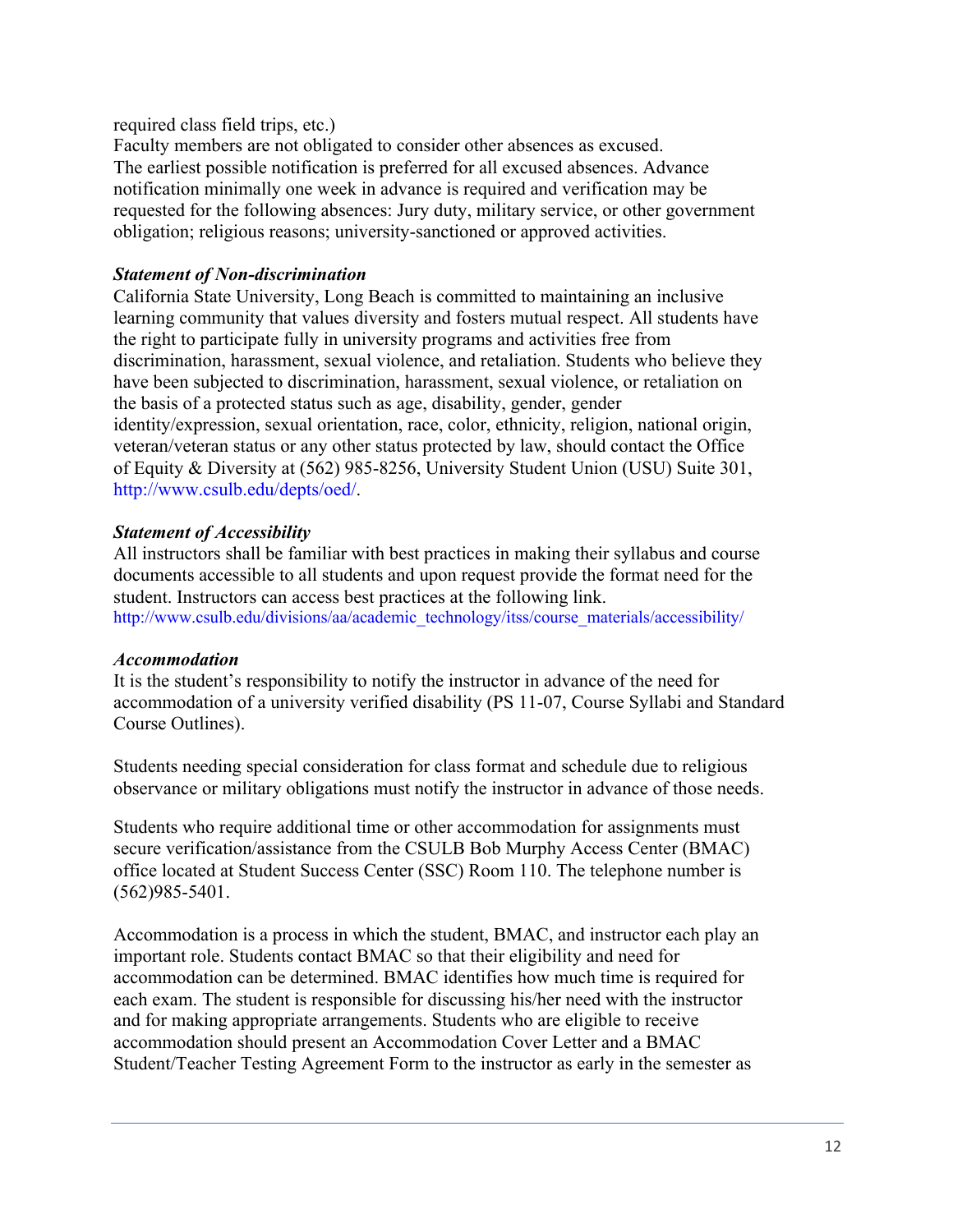required class field trips, etc.)
Faculty members are not obligated to consider other absences as excused.
The earliest possible notification is preferred for all excused absences. Advance notification minimally one week in advance is required and verification may be requested for the following absences: Jury duty, military service, or other government obligation; religious reasons; university-sanctioned or approved activities.

***Statement of Non-discrimination***
California State University, Long Beach is committed to maintaining an inclusive learning community that values diversity and fosters mutual respect. All students have the right to participate fully in university programs and activities free from discrimination, harassment, sexual violence, and retaliation. Students who believe they have been subjected to discrimination, harassment, sexual violence, or retaliation on the basis of a protected status such as age, disability, gender, gender identity/expression, sexual orientation, race, color, ethnicity, religion, national origin, veteran/veteran status or any other status protected by law, should contact the Office of Equity & Diversity at (562) 985-8256, University Student Union (USU) Suite 301, http://www.csulb.edu/depts/oed/.

***Statement of Accessibility***
All instructors shall be familiar with best practices in making their syllabus and course documents accessible to all students and upon request provide the format need for the student. Instructors can access best practices at the following link.
http://www.csulb.edu/divisions/aa/academic_technology/itss/course_materials/accessibility/

***Accommodation***
It is the student's responsibility to notify the instructor in advance of the need for accommodation of a university verified disability (PS 11-07, Course Syllabi and Standard Course Outlines).

Students needing special consideration for class format and schedule due to religious observance or military obligations must notify the instructor in advance of those needs.

Students who require additional time or other accommodation for assignments must secure verification/assistance from the CSULB Bob Murphy Access Center (BMAC) office located at Student Success Center (SSC) Room 110. The telephone number is (562)985-5401.

Accommodation is a process in which the student, BMAC, and instructor each play an important role. Students contact BMAC so that their eligibility and need for accommodation can be determined. BMAC identifies how much time is required for each exam. The student is responsible for discussing his/her need with the instructor and for making appropriate arrangements. Students who are eligible to receive accommodation should present an Accommodation Cover Letter and a BMAC Student/Teacher Testing Agreement Form to the instructor as early in the semester as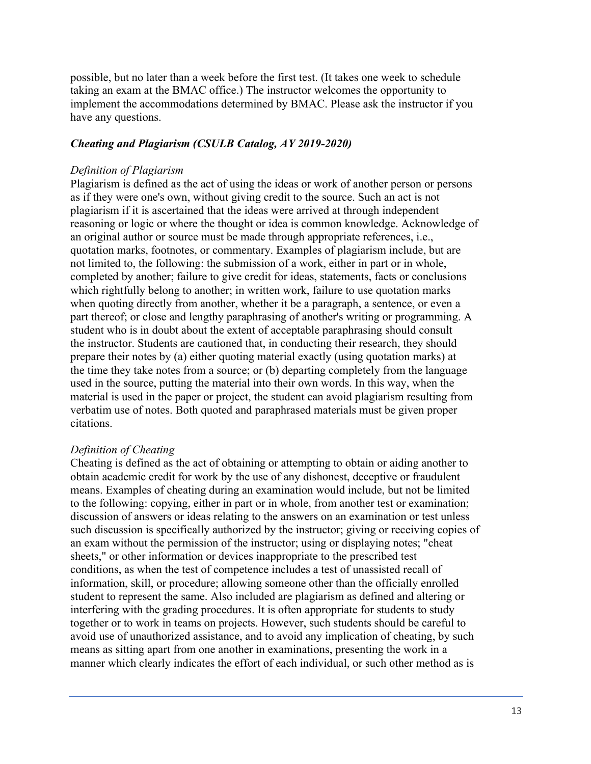possible, but no later than a week before the first test. (It takes one week to schedule taking an exam at the BMAC office.) The instructor welcomes the opportunity to implement the accommodations determined by BMAC. Please ask the instructor if you have any questions.

### *Cheating and Plagiarism (CSULB Catalog, AY 2019-2020)*

*Definition of Plagiarism*

Plagiarism is defined as the act of using the ideas or work of another person or persons as if they were one's own, without giving credit to the source. Such an act is not plagiarism if it is ascertained that the ideas were arrived at through independent reasoning or logic or where the thought or idea is common knowledge. Acknowledge of an original author or source must be made through appropriate references, i.e., quotation marks, footnotes, or commentary. Examples of plagiarism include, but are not limited to, the following: the submission of a work, either in part or in whole, completed by another; failure to give credit for ideas, statements, facts or conclusions which rightfully belong to another; in written work, failure to use quotation marks when quoting directly from another, whether it be a paragraph, a sentence, or even a part thereof; or close and lengthy paraphrasing of another's writing or programming. A student who is in doubt about the extent of acceptable paraphrasing should consult the instructor. Students are cautioned that, in conducting their research, they should prepare their notes by (a) either quoting material exactly (using quotation marks) at the time they take notes from a source; or (b) departing completely from the language used in the source, putting the material into their own words. In this way, when the material is used in the paper or project, the student can avoid plagiarism resulting from verbatim use of notes. Both quoted and paraphrased materials must be given proper citations.

*Definition of Cheating*

Cheating is defined as the act of obtaining or attempting to obtain or aiding another to obtain academic credit for work by the use of any dishonest, deceptive or fraudulent means. Examples of cheating during an examination would include, but not be limited to the following: copying, either in part or in whole, from another test or examination; discussion of answers or ideas relating to the answers on an examination or test unless such discussion is specifically authorized by the instructor; giving or receiving copies of an exam without the permission of the instructor; using or displaying notes; "cheat sheets," or other information or devices inappropriate to the prescribed test conditions, as when the test of competence includes a test of unassisted recall of information, skill, or procedure; allowing someone other than the officially enrolled student to represent the same. Also included are plagiarism as defined and altering or interfering with the grading procedures. It is often appropriate for students to study together or to work in teams on projects. However, such students should be careful to avoid use of unauthorized assistance, and to avoid any implication of cheating, by such means as sitting apart from one another in examinations, presenting the work in a manner which clearly indicates the effort of each individual, or such other method as is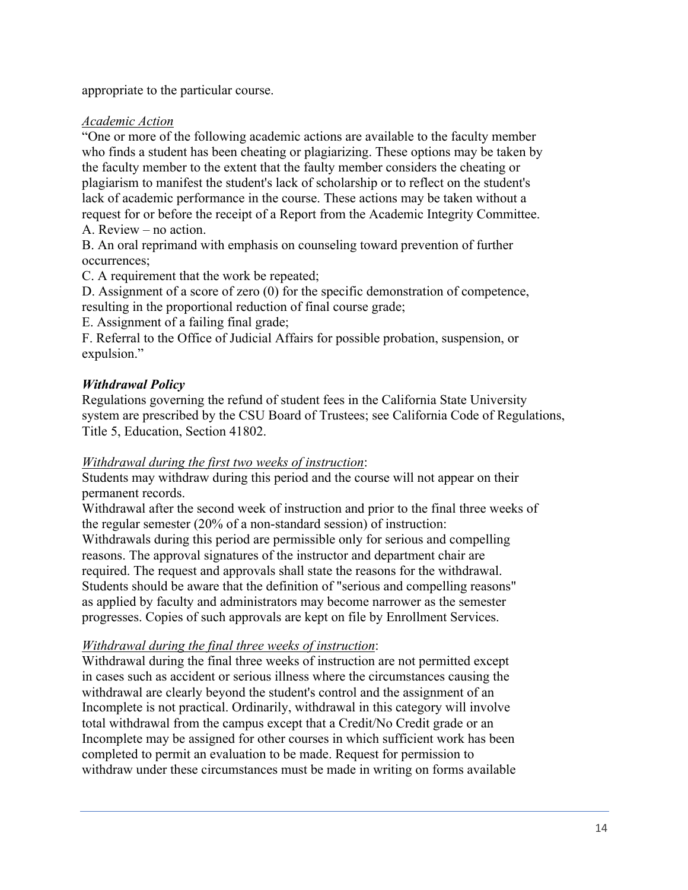appropriate to the particular course.

*Academic Action*

"One or more of the following academic actions are available to the faculty member who finds a student has been cheating or plagiarizing. These options may be taken by the faculty member to the extent that the faulty member considers the cheating or plagiarism to manifest the student's lack of scholarship or to reflect on the student's lack of academic performance in the course. These actions may be taken without a request for or before the receipt of a Report from the Academic Integrity Committee.

A. Review – no action.

B. An oral reprimand with emphasis on counseling toward prevention of further occurrences;

C. A requirement that the work be repeated;

D. Assignment of a score of zero (0) for the specific demonstration of competence, resulting in the proportional reduction of final course grade;

E. Assignment of a failing final grade;

F. Referral to the Office of Judicial Affairs for possible probation, suspension, or expulsion."

***Withdrawal Policy***

Regulations governing the refund of student fees in the California State University system are prescribed by the CSU Board of Trustees; see California Code of Regulations, Title 5, Education, Section 41802.

*Withdrawal during the first two weeks of instruction*:

Students may withdraw during this period and the course will not appear on their permanent records.

Withdrawal after the second week of instruction and prior to the final three weeks of the regular semester (20% of a non-standard session) of instruction:

Withdrawals during this period are permissible only for serious and compelling reasons. The approval signatures of the instructor and department chair are required. The request and approvals shall state the reasons for the withdrawal. Students should be aware that the definition of "serious and compelling reasons" as applied by faculty and administrators may become narrower as the semester progresses. Copies of such approvals are kept on file by Enrollment Services.

*Withdrawal during the final three weeks of instruction*:

Withdrawal during the final three weeks of instruction are not permitted except in cases such as accident or serious illness where the circumstances causing the withdrawal are clearly beyond the student's control and the assignment of an Incomplete is not practical. Ordinarily, withdrawal in this category will involve total withdrawal from the campus except that a Credit/No Credit grade or an Incomplete may be assigned for other courses in which sufficient work has been completed to permit an evaluation to be made. Request for permission to withdraw under these circumstances must be made in writing on forms available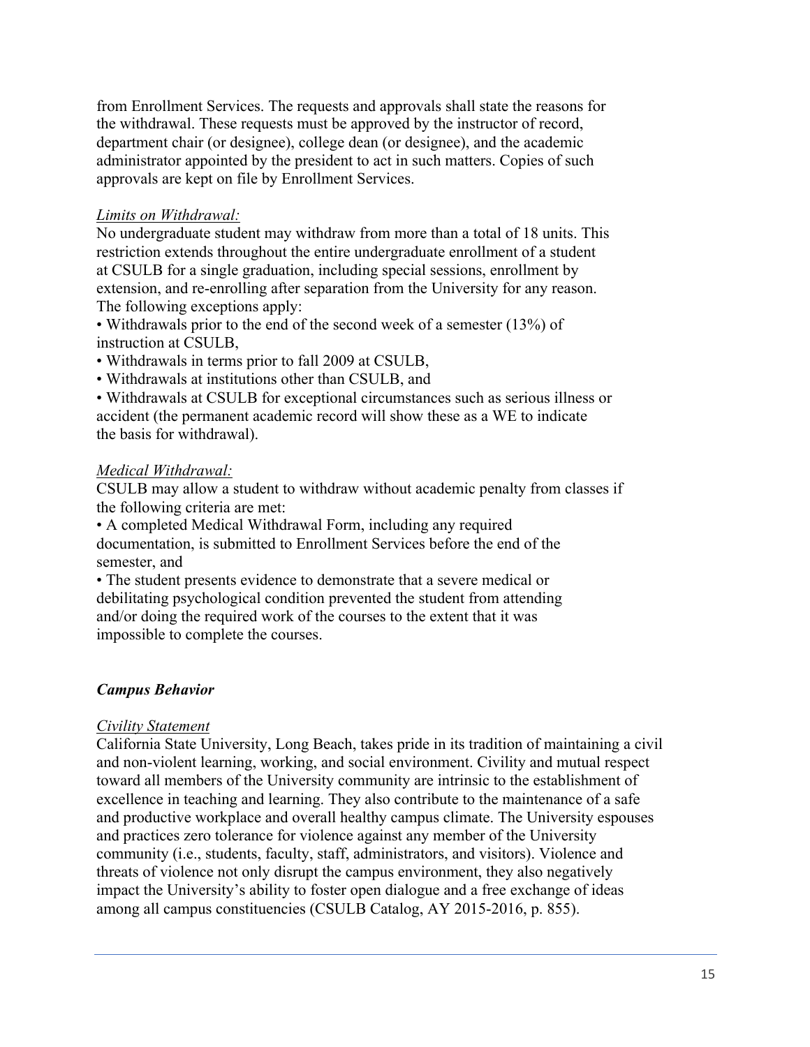from Enrollment Services. The requests and approvals shall state the reasons for the withdrawal. These requests must be approved by the instructor of record, department chair (or designee), college dean (or designee), and the academic administrator appointed by the president to act in such matters. Copies of such approvals are kept on file by Enrollment Services.

*Limits on Withdrawal:*
No undergraduate student may withdraw from more than a total of 18 units. This restriction extends throughout the entire undergraduate enrollment of a student at CSULB for a single graduation, including special sessions, enrollment by extension, and re-enrolling after separation from the University for any reason. The following exceptions apply:

- Withdrawals prior to the end of the second week of a semester (13%) of instruction at CSULB,
- Withdrawals in terms prior to fall 2009 at CSULB,
- Withdrawals at institutions other than CSULB, and
- Withdrawals at CSULB for exceptional circumstances such as serious illness or accident (the permanent academic record will show these as a WE to indicate the basis for withdrawal).

*Medical Withdrawal:*
CSULB may allow a student to withdraw without academic penalty from classes if the following criteria are met:

- A completed Medical Withdrawal Form, including any required documentation, is submitted to Enrollment Services before the end of the semester, and
- The student presents evidence to demonstrate that a severe medical or debilitating psychological condition prevented the student from attending and/or doing the required work of the courses to the extent that it was impossible to complete the courses.

### ***Campus Behavior***

*Civility Statement*
California State University, Long Beach, takes pride in its tradition of maintaining a civil and non-violent learning, working, and social environment. Civility and mutual respect toward all members of the University community are intrinsic to the establishment of excellence in teaching and learning. They also contribute to the maintenance of a safe and productive workplace and overall healthy campus climate. The University espouses and practices zero tolerance for violence against any member of the University community (i.e., students, faculty, staff, administrators, and visitors). Violence and threats of violence not only disrupt the campus environment, they also negatively impact the University's ability to foster open dialogue and a free exchange of ideas among all campus constituencies (CSULB Catalog, AY 2015-2016, p. 855).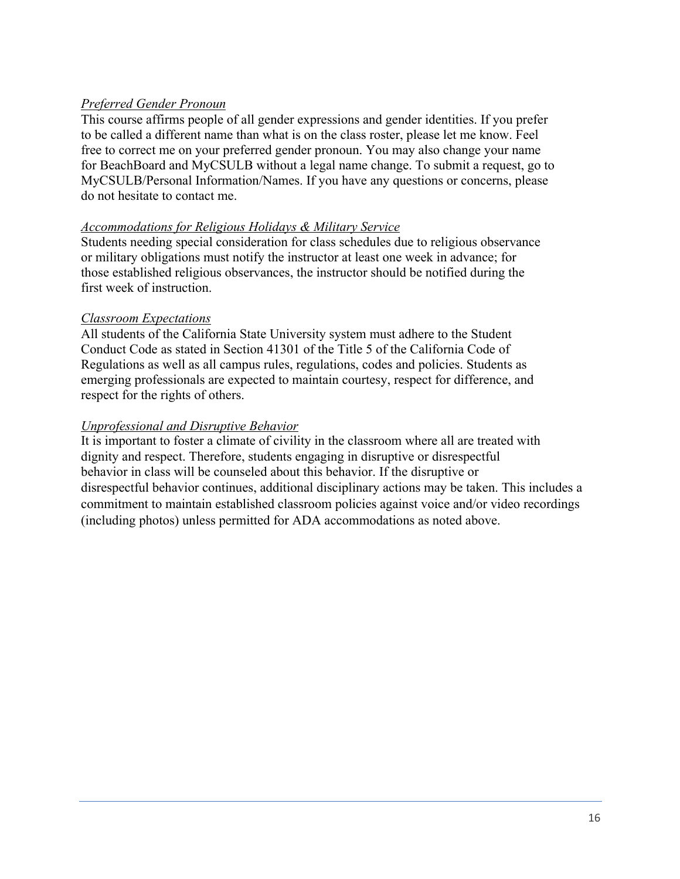*Preferred Gender Pronoun*

This course affirms people of all gender expressions and gender identities. If you prefer to be called a different name than what is on the class roster, please let me know. Feel free to correct me on your preferred gender pronoun. You may also change your name for BeachBoard and MyCSULB without a legal name change. To submit a request, go to MyCSULB/Personal Information/Names. If you have any questions or concerns, please do not hesitate to contact me.

*Accommodations for Religious Holidays & Military Service*

Students needing special consideration for class schedules due to religious observance or military obligations must notify the instructor at least one week in advance; for those established religious observances, the instructor should be notified during the first week of instruction.

*Classroom Expectations*

All students of the California State University system must adhere to the Student Conduct Code as stated in Section 41301 of the Title 5 of the California Code of Regulations as well as all campus rules, regulations, codes and policies. Students as emerging professionals are expected to maintain courtesy, respect for difference, and respect for the rights of others.

*Unprofessional and Disruptive Behavior*

It is important to foster a climate of civility in the classroom where all are treated with dignity and respect. Therefore, students engaging in disruptive or disrespectful behavior in class will be counseled about this behavior. If the disruptive or disrespectful behavior continues, additional disciplinary actions may be taken. This includes a commitment to maintain established classroom policies against voice and/or video recordings (including photos) unless permitted for ADA accommodations as noted above.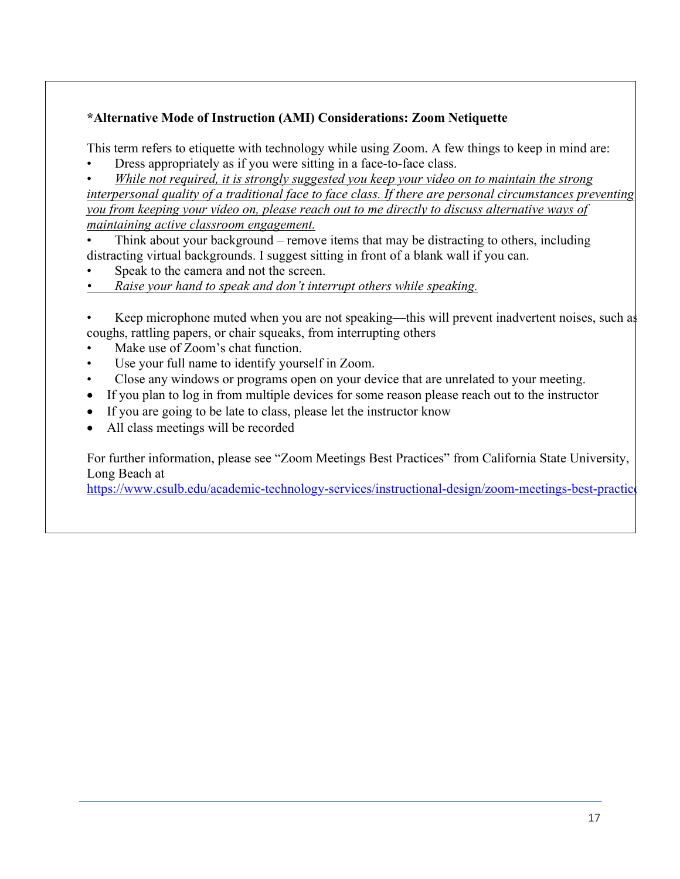**\*Alternative Mode of Instruction (AMI) Considerations: Zoom Netiquette**

This term refers to etiquette with technology while using Zoom. A few things to keep in mind are:

- Dress appropriately as if you were sitting in a face-to-face class.
- *While not required, it is strongly suggested you keep your video on to maintain the strong interpersonal quality of a traditional face to face class. If there are personal circumstances preventing you from keeping your video on, please reach out to me directly to discuss alternative ways of maintaining active classroom engagement.*
- Think about your background – remove items that may be distracting to others, including distracting virtual backgrounds. I suggest sitting in front of a blank wall if you can.
- Speak to the camera and not the screen.
- *Raise your hand to speak and don't interrupt others while speaking.*

- Keep microphone muted when you are not speaking—this will prevent inadvertent noises, such as coughs, rattling papers, or chair squeaks, from interrupting others
- Make use of Zoom's chat function.
- Use your full name to identify yourself in Zoom.
- Close any windows or programs open on your device that are unrelated to your meeting.
- If you plan to log in from multiple devices for some reason please reach out to the instructor
- If you are going to be late to class, please let the instructor know
- All class meetings will be recorded

For further information, please see "Zoom Meetings Best Practices" from California State University, Long Beach at https://www.csulb.edu/academic-technology-services/instructional-design/zoom-meetings-best-practice